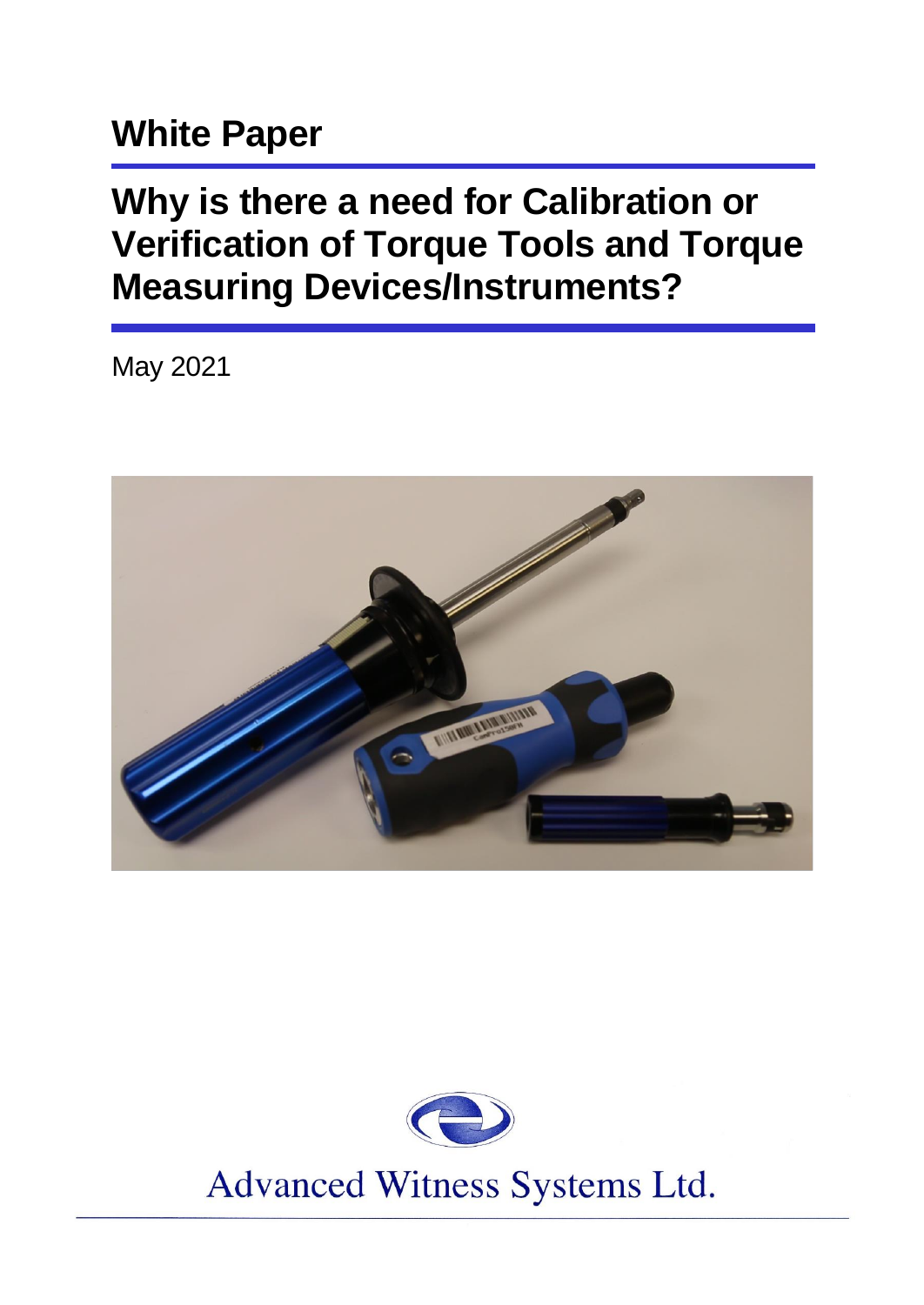# White Paper

## Why is there a need for Calibration or Verification of Torque Tools and Torque Measuring Devices/Instruments?

May 2021

Advanced Witness Systems Ltd.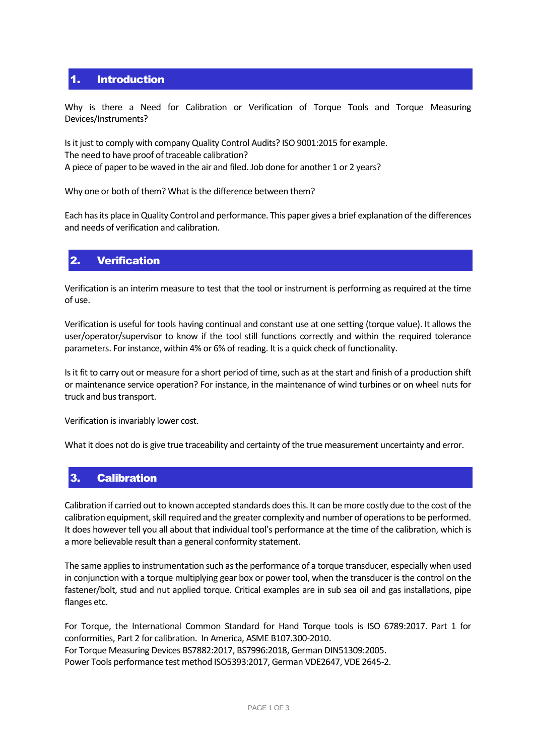## 1. Introduction

Why is there a Need for Calibration or Verification of Torque Tools and Torque Measuring Devices/Instruments?

Is it just to comply with company Quality Control Audits? ISO 9001:2015 for example.
The need to have proof of traceable calibration?
A piece of paper to be waved in the air and filed. Job done for another 1 or 2 years?

Why one or both of them? What is the difference between them?

Each has its place in Quality Control and performance. This paper gives a brief explanation of the differences and needs of verification and calibration.

## 2. Verification

Verification is an interim measure to test that the tool or instrument is performing as required at the time of use.

Verification is useful for tools having continual and constant use at one setting (torque value). It allows the user/operator/supervisor to know if the tool still functions correctly and within the required tolerance parameters. For instance, within 4% or 6% of reading. It is a quick check of functionality.

Is it fit to carry out or measure for a short period of time, such as at the start and finish of a production shift or maintenance service operation? For instance, in the maintenance of wind turbines or on wheel nuts for truck and bus transport.

Verification is invariably lower cost.

What it does not do is give true traceability and certainty of the true measurement uncertainty and error.

## 3. Calibration

Calibration if carried out to known accepted standards does this. It can be more costly due to the cost of the calibration equipment, skill required and the greater complexity and number of operations to be performed. It does however tell you all about that individual tool's performance at the time of the calibration, which is a more believable result than a general conformity statement.

The same applies to instrumentation such as the performance of a torque transducer, especially when used in conjunction with a torque multiplying gear box or power tool, when the transducer is the control on the fastener/bolt, stud and nut applied torque. Critical examples are in sub sea oil and gas installations, pipe flanges etc.

For Torque, the International Common Standard for Hand Torque tools is ISO 6789:2017. Part 1 for conformities, Part 2 for calibration. In America, ASME B107.300-2010.
For Torque Measuring Devices BS7882:2017, BS7996:2018, German DIN51309:2005.
Power Tools performance test method ISO5393:2017, German VDE2647, VDE 2645-2.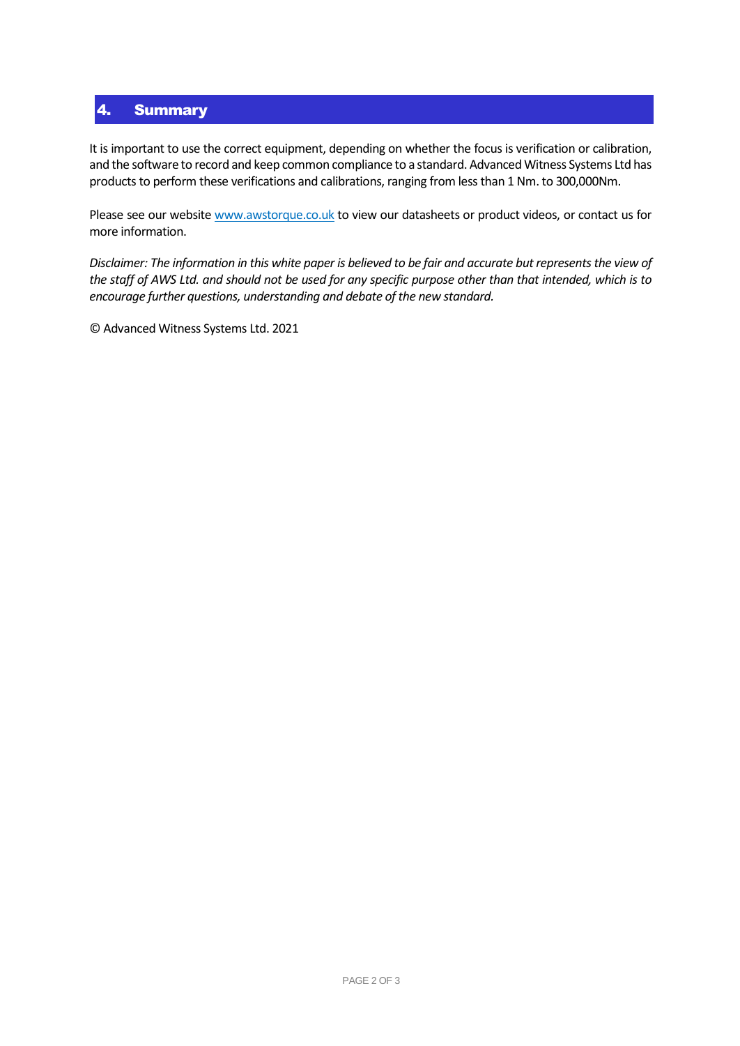## 4. Summary

It is important to use the correct equipment, depending on whether the focus is verification or calibration, and the software to record and keep common compliance to a standard. Advanced Witness Systems Ltd has products to perform these verifications and calibrations, ranging from less than 1 Nm. to 300,000Nm.

Please see our website www.awstorque.co.uk to view our datasheets or product videos, or contact us for more information.

*Disclaimer: The information in this white paper is believed to be fair and accurate but represents the view of the staff of AWS Ltd. and should not be used for any specific purpose other than that intended, which is to encourage further questions, understanding and debate of the new standard.*

© Advanced Witness Systems Ltd. 2021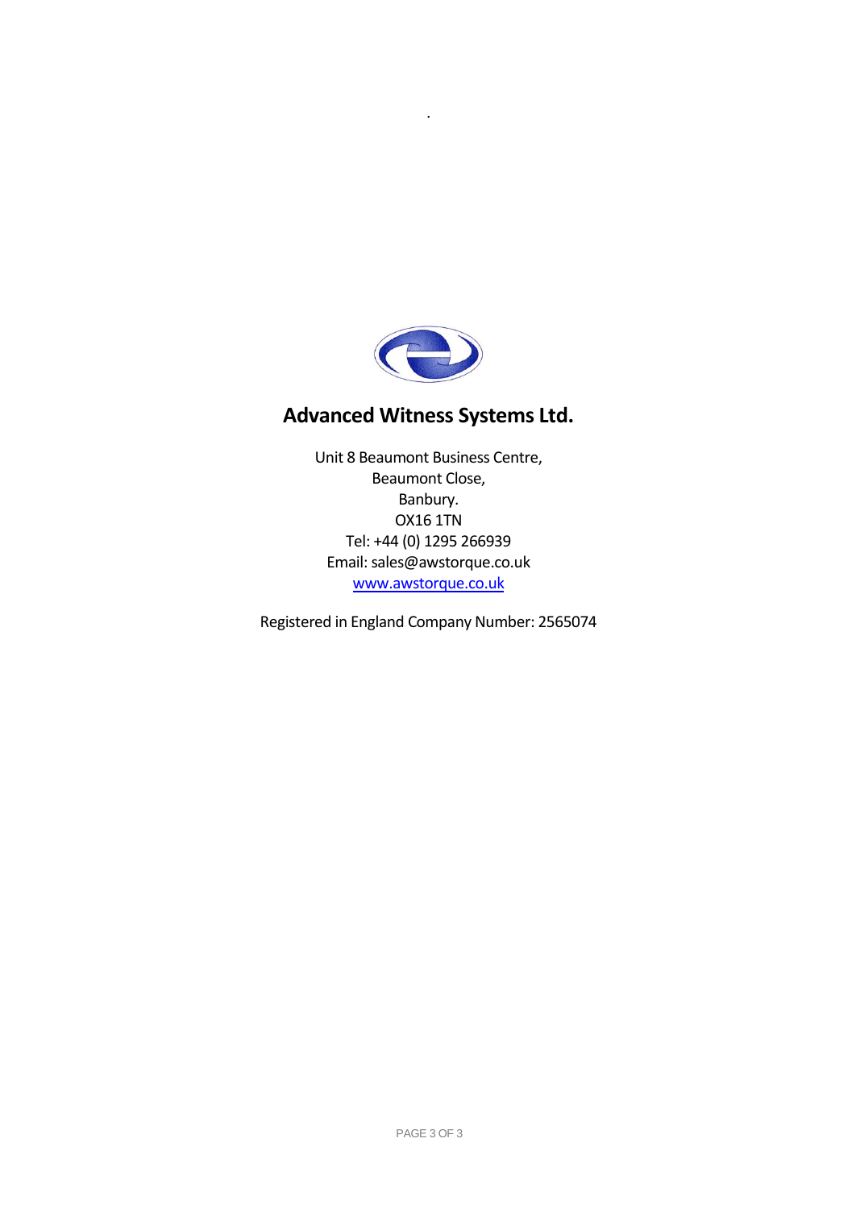## Advanced Witness Systems Ltd.

Unit 8 Beaumont Business Centre,
Beaumont Close,
Banbury.
OX16 1TN
Tel: +44 (0) 1295 266939
Email: sales@awstorque.co.uk
[www.awstorque.co.uk](http://www.awstorque.co.uk)

Registered in England Company Number: 2565074